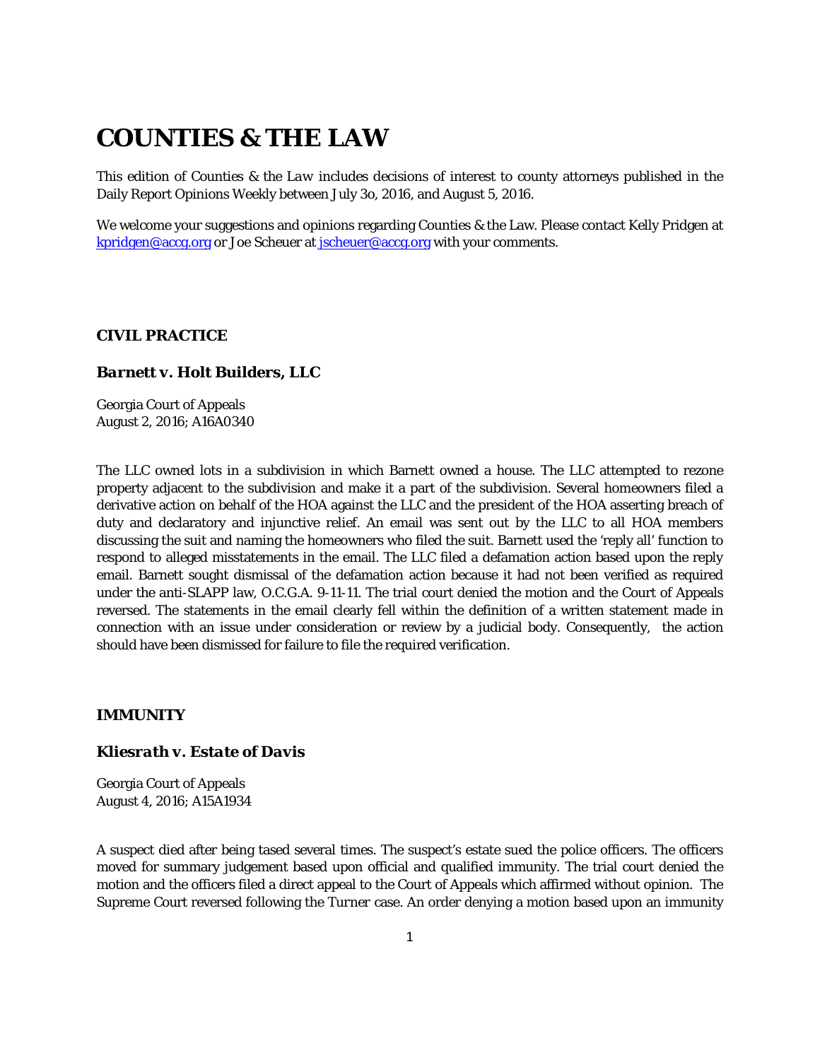# COUNTIES & THE LAW

This edition of Counties & the Law includes decisions of interest to county attorneys published in the Daily Report Opinions Weekly between July 3o, 2016, and August 5, 2016.

We welcome your suggestions and opinions regarding Counties & the Law. Please contact Kelly Pridgen at kpridgen@accg.org or Joe Scheuer at jscheuer@accg.org with your comments.

### CIVIL PRACTICE

#### *Barnett v. Holt Builders, LLC*

Georgia Court of Appeals
August 2, 2016; A16A0340

The LLC owned lots in a subdivision in which Barnett owned a house. The LLC attempted to rezone property adjacent to the subdivision and make it a part of the subdivision. Several homeowners filed a derivative action on behalf of the HOA against the LLC and the president of the HOA asserting breach of duty and declaratory and injunctive relief. An email was sent out by the LLC to all HOA members discussing the suit and naming the homeowners who filed the suit. Barnett used the 'reply all' function to respond to alleged misstatements in the email. The LLC filed a defamation action based upon the reply email. Barnett sought dismissal of the defamation action because it had not been verified as required under the anti-SLAPP law, O.C.G.A. 9-11-11. The trial court denied the motion and the Court of Appeals reversed. The statements in the email clearly fell within the definition of a written statement made in connection with an issue under consideration or review by a judicial body. Consequently, the action should have been dismissed for failure to file the required verification.

### IMMUNITY

#### *Kliesrath v. Estate of Davis*

Georgia Court of Appeals
August 4, 2016; A15A1934

A suspect died after being tased several times. The suspect's estate sued the police officers. The officers moved for summary judgement based upon official and qualified immunity. The trial court denied the motion and the officers filed a direct appeal to the Court of Appeals which affirmed without opinion. The Supreme Court reversed following the *Turner* case. An order denying a motion based upon an immunity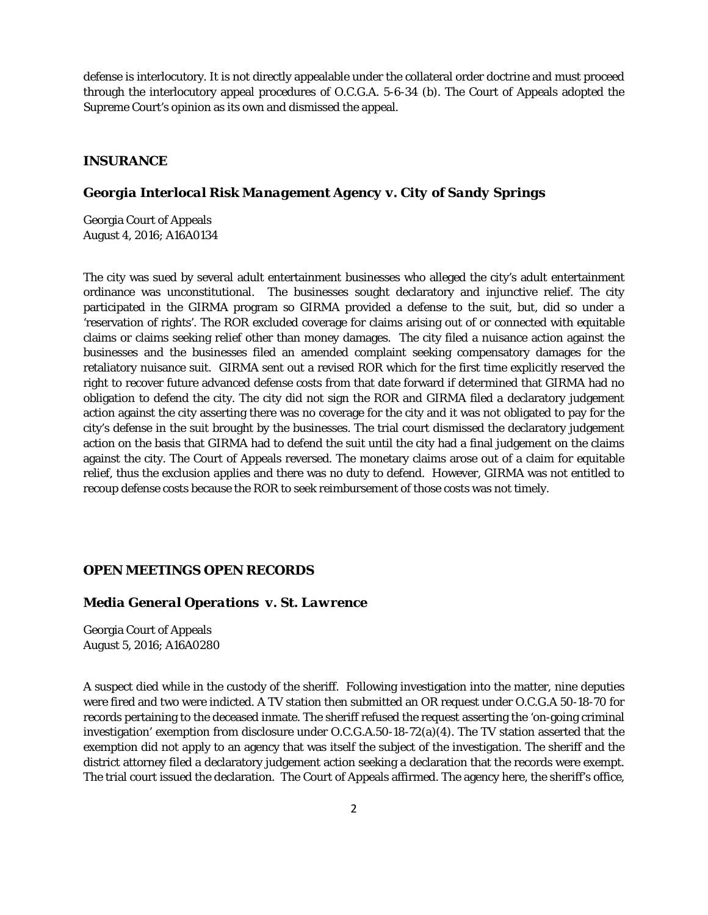defense is interlocutory. It is not directly appealable under the collateral order doctrine and must proceed through the interlocutory appeal procedures of O.C.G.A. 5-6-34 (b). The Court of Appeals adopted the Supreme Court's opinion as its own and dismissed the appeal.

## INSURANCE

### *Georgia Interlocal Risk Management Agency v. City of Sandy Springs*

Georgia Court of Appeals
August 4, 2016; A16A0134

The city was sued by several adult entertainment businesses who alleged the city's adult entertainment ordinance was unconstitutional. The businesses sought declaratory and injunctive relief. The city participated in the GIRMA program so GIRMA provided a defense to the suit, but, did so under a 'reservation of rights'. The ROR excluded coverage for claims arising out of or connected with equitable claims or claims seeking relief other than money damages. The city filed a nuisance action against the businesses and the businesses filed an amended complaint seeking compensatory damages for the retaliatory nuisance suit. GIRMA sent out a revised ROR which for the first time explicitly reserved the right to recover future advanced defense costs from that date forward if determined that GIRMA had no obligation to defend the city. The city did not sign the ROR and GIRMA filed a declaratory judgement action against the city asserting there was no coverage for the city and it was not obligated to pay for the city's defense in the suit brought by the businesses. The trial court dismissed the declaratory judgement action on the basis that GIRMA had to defend the suit until the city had a final judgement on the claims against the city. The Court of Appeals reversed. The monetary claims arose out of a claim for equitable relief, thus the exclusion applies and there was no duty to defend. However, GIRMA was not entitled to recoup defense costs because the ROR to seek reimbursement of those costs was not timely.

## OPEN MEETINGS OPEN RECORDS

### *Media General Operations v. St. Lawrence*

Georgia Court of Appeals
August 5, 2016; A16A0280

A suspect died while in the custody of the sheriff. Following investigation into the matter, nine deputies were fired and two were indicted. A TV station then submitted an OR request under O.C.G.A 50-18-70 for records pertaining to the deceased inmate. The sheriff refused the request asserting the 'on-going criminal investigation' exemption from disclosure under O.C.G.A.50-18-72(a)(4). The TV station asserted that the exemption did not apply to an agency that was itself the subject of the investigation. The sheriff and the district attorney filed a declaratory judgement action seeking a declaration that the records were exempt. The trial court issued the declaration. The Court of Appeals affirmed. The agency here, the sheriff's office,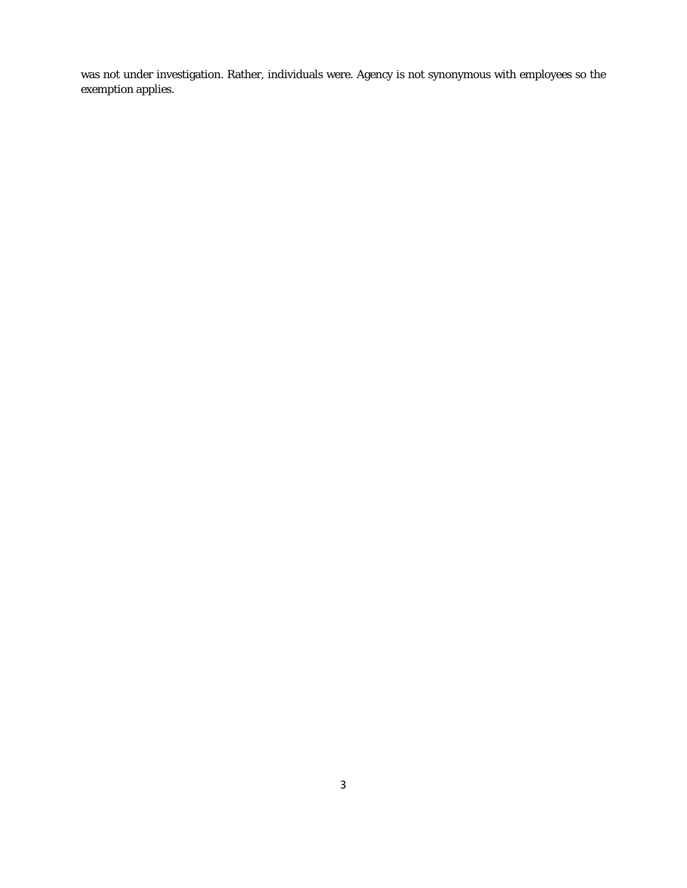was not under investigation. Rather, individuals were. Agency is not synonymous with employees so the exemption applies.